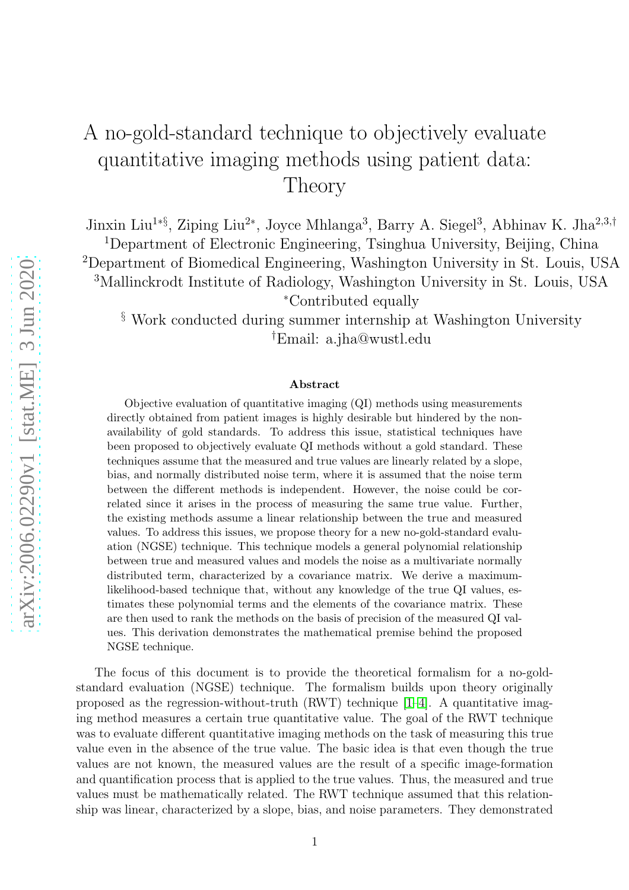# A no-gold-standard technique to objectively evaluate quantitative imaging methods using patient data: Theory

Jinxin Liu[1*§], Ziping Liu[2*], Joyce Mhlanga[3], Barry A. Siegel[3], Abhinav K. Jha[2,3,†]

[1]Department of Electronic Engineering, Tsinghua University, Beijing, China

[2]Department of Biomedical Engineering, Washington University in St. Louis, USA

[3]Mallinckrodt Institute of Radiology, Washington University in St. Louis, USA

[*]Contributed equally

[§] Work conducted during summer internship at Washington University

[†]Email: a.jha@wustl.edu

### Abstract

Objective evaluation of quantitative imaging (QI) methods using measurements directly obtained from patient images is highly desirable but hindered by the non-availability of gold standards. To address this issue, statistical techniques have been proposed to objectively evaluate QI methods without a gold standard. These techniques assume that the measured and true values are linearly related by a slope, bias, and normally distributed noise term, where it is assumed that the noise term between the different methods is independent. However, the noise could be correlated since it arises in the process of measuring the same true value. Further, the existing methods assume a linear relationship between the true and measured values. To address this issues, we propose theory for a new no-gold-standard evaluation (NGSE) technique. This technique models a general polynomial relationship between true and measured values and models the noise as a multivariate normally distributed term, characterized by a covariance matrix. We derive a maximum-likelihood-based technique that, without any knowledge of the true QI values, estimates these polynomial terms and the elements of the covariance matrix. These are then used to rank the methods on the basis of precision of the measured QI values. This derivation demonstrates the mathematical premise behind the proposed NGSE technique.

The focus of this document is to provide the theoretical formalism for a no-gold-standard evaluation (NGSE) technique. The formalism builds upon theory originally proposed as the regression-without-truth (RWT) technique [1–4]. A quantitative imaging method measures a certain true quantitative value. The goal of the RWT technique was to evaluate different quantitative imaging methods on the task of measuring this true value even in the absence of the true value. The basic idea is that even though the true values are not known, the measured values are the result of a specific image-formation and quantification process that is applied to the true values. Thus, the measured and true values must be mathematically related. The RWT technique assumed that this relationship was linear, characterized by a slope, bias, and noise parameters. They demonstrated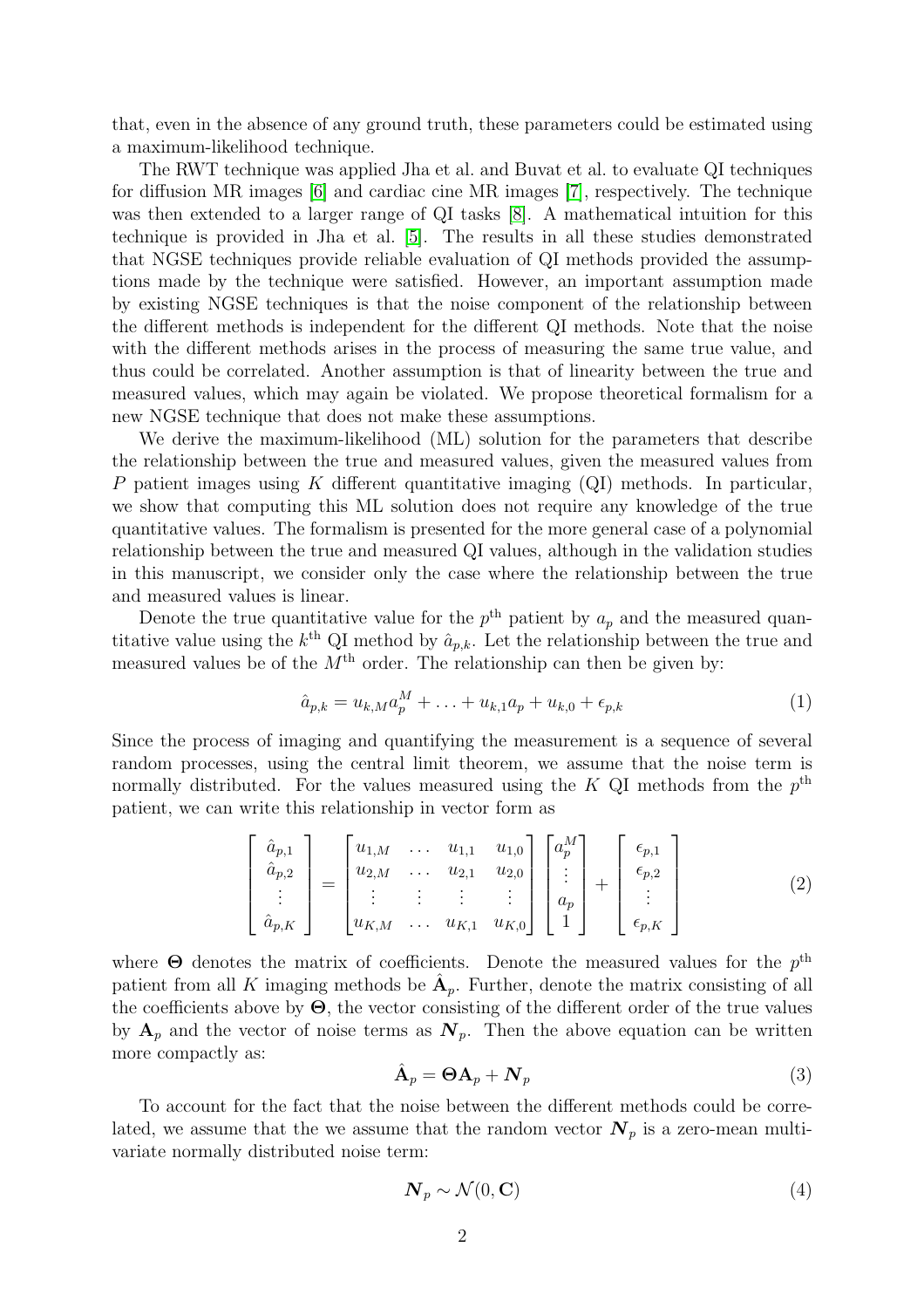that, even in the absence of any ground truth, these parameters could be estimated using a maximum-likelihood technique.

The RWT technique was applied Jha et al. and Buvat et al. to evaluate QI techniques for diffusion MR images [6] and cardiac cine MR images [7], respectively. The technique was then extended to a larger range of QI tasks [8]. A mathematical intuition for this technique is provided in Jha et al. [5]. The results in all these studies demonstrated that NGSE techniques provide reliable evaluation of QI methods provided the assumptions made by the technique were satisfied. However, an important assumption made by existing NGSE techniques is that the noise component of the relationship between the different methods is independent for the different QI methods. Note that the noise with the different methods arises in the process of measuring the same true value, and thus could be correlated. Another assumption is that of linearity between the true and measured values, which may again be violated. We propose theoretical formalism for a new NGSE technique that does not make these assumptions.

We derive the maximum-likelihood (ML) solution for the parameters that describe the relationship between the true and measured values, given the measured values from $P$ patient images using $K$ different quantitative imaging (QI) methods. In particular, we show that computing this ML solution does not require any knowledge of the true quantitative values. The formalism is presented for the more general case of a polynomial relationship between the true and measured QI values, although in the validation studies in this manuscript, we consider only the case where the relationship between the true and measured values is linear.

Denote the true quantitative value for the $p^{\text{th}}$ patient by $a_p$ and the measured quantitative value using the $k^{\text{th}}$ QI method by $\hat{a}_{p,k}$. Let the relationship between the true and measured values be of the $M^{\text{th}}$ order. The relationship can then be given by:

$$\hat{a}_{p,k} = u_{k,M} a_p^M + \ldots + u_{k,1} a_p + u_{k,0} + \epsilon_{p,k} \tag{1}$$

Since the process of imaging and quantifying the measurement is a sequence of several random processes, using the central limit theorem, we assume that the noise term is normally distributed. For the values measured using the $K$ QI methods from the $p^{\text{th}}$ patient, we can write this relationship in vector form as

$$\begin{bmatrix} \hat{a}_{p,1} \\ \hat{a}_{p,2} \\ \vdots \\ \hat{a}_{p,K} \end{bmatrix} = \begin{bmatrix} u_{1,M} & \ldots & u_{1,1} & u_{1,0} \\ u_{2,M} & \ldots & u_{2,1} & u_{2,0} \\ \vdots & \vdots & \vdots & \vdots \\ u_{K,M} & \ldots & u_{K,1} & u_{K,0} \end{bmatrix} \begin{bmatrix} a_p^M \\ \vdots \\ a_p \\ 1 \end{bmatrix} + \begin{bmatrix} \epsilon_{p,1} \\ \epsilon_{p,2} \\ \vdots \\ \epsilon_{p,K} \end{bmatrix} \tag{2}$$

where $\mathbf{\Theta}$ denotes the matrix of coefficients. Denote the measured values for the $p^{\text{th}}$ patient from all $K$ imaging methods be $\hat{\mathbf{A}}_p$. Further, denote the matrix consisting of all the coefficients above by $\mathbf{\Theta}$, the vector consisting of the different order of the true values by $\mathbf{A}_p$ and the vector of noise terms as $\boldsymbol{N}_p$. Then the above equation can be written more compactly as:

$$\hat{\mathbf{A}}_p = \mathbf{\Theta} \mathbf{A}_p + \boldsymbol{N}_p \tag{3}$$

To account for the fact that the noise between the different methods could be correlated, we assume that the we assume that the random vector $\boldsymbol{N}_p$ is a zero-mean multivariate normally distributed noise term:

$$\boldsymbol{N}_p \sim \mathcal{N}(0, \mathbf{C}) \tag{4}$$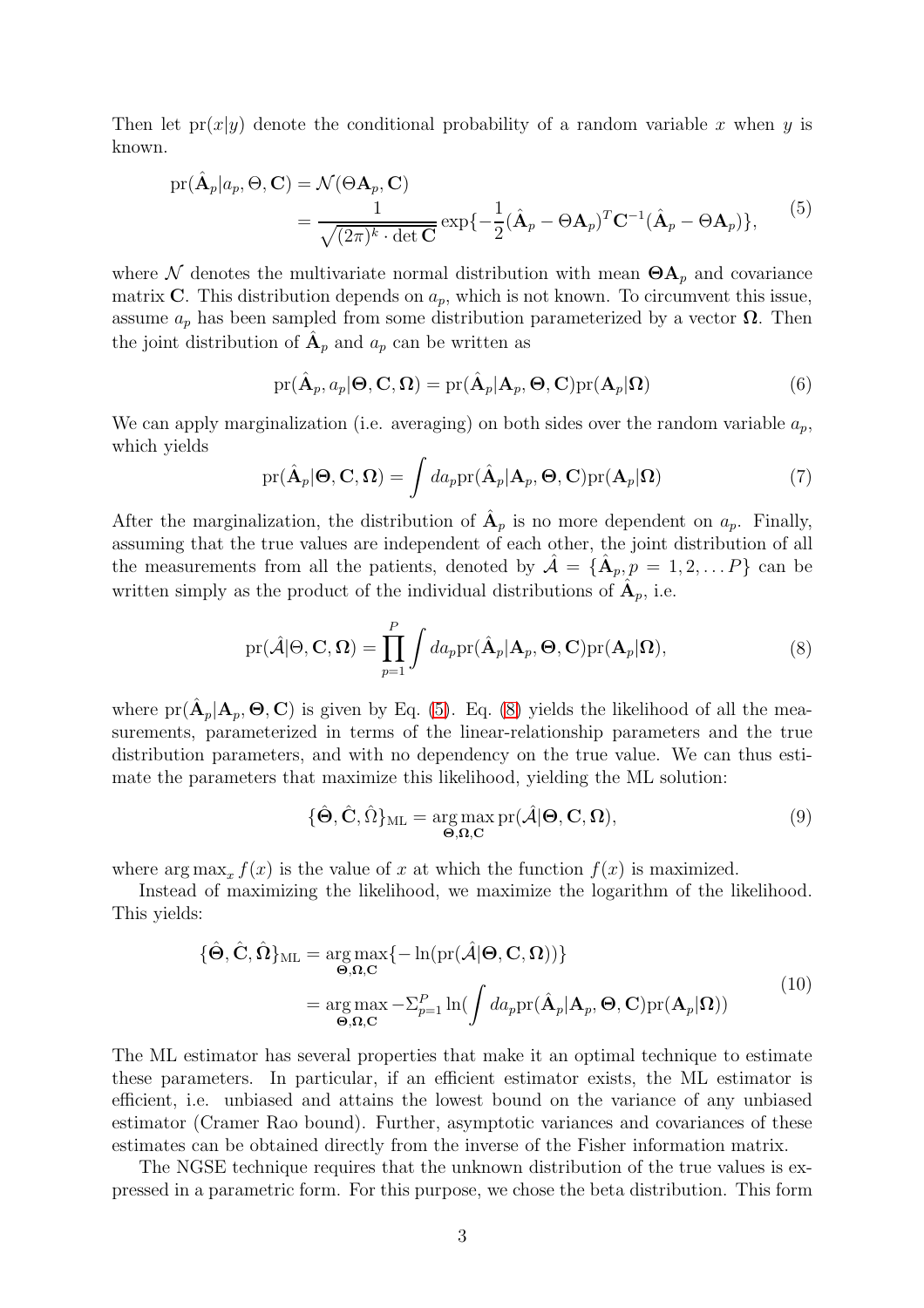Then let $\text{pr}(x|y)$ denote the conditional probability of a random variable $x$ when $y$ is known.

$$
\begin{aligned}
\text{pr}(\hat{\mathbf{A}}_p|a_p, \Theta, \mathbf{C}) &= \mathcal{N}(\Theta\mathbf{A}_p, \mathbf{C}) \\
&= \frac{1}{\sqrt{(2\pi)^k \cdot \det \mathbf{C}}} \exp\{-\frac{1}{2}(\hat{\mathbf{A}}_p - \Theta\mathbf{A}_p)^T \mathbf{C}^{-1}(\hat{\mathbf{A}}_p - \Theta\mathbf{A}_p)\},
\end{aligned} \tag{5}
$$

where $\mathcal{N}$ denotes the multivariate normal distribution with mean $\mathbf{\Theta}\mathbf{A}_p$ and covariance matrix $\mathbf{C}$. This distribution depends on $a_p$, which is not known. To circumvent this issue, assume $a_p$ has been sampled from some distribution parameterized by a vector $\mathbf{\Omega}$. Then the joint distribution of $\hat{\mathbf{A}}_p$ and $a_p$ can be written as

$$
\text{pr}(\hat{\mathbf{A}}_p, a_p|\mathbf{\Theta}, \mathbf{C}, \mathbf{\Omega}) = \text{pr}(\hat{\mathbf{A}}_p|\mathbf{A}_p, \mathbf{\Theta}, \mathbf{C})\text{pr}(\mathbf{A}_p|\mathbf{\Omega}) \tag{6}
$$

We can apply marginalization (i.e. averaging) on both sides over the random variable $a_p$, which yields

$$
\text{pr}(\hat{\mathbf{A}}_p|\mathbf{\Theta}, \mathbf{C}, \mathbf{\Omega}) = \int da_p \text{pr}(\hat{\mathbf{A}}_p|\mathbf{A}_p, \mathbf{\Theta}, \mathbf{C})\text{pr}(\mathbf{A}_p|\mathbf{\Omega}) \tag{7}
$$

After the marginalization, the distribution of $\hat{\mathbf{A}}_p$ is no more dependent on $a_p$. Finally, assuming that the true values are independent of each other, the joint distribution of all the measurements from all the patients, denoted by $\hat{\mathcal{A}} = \{\hat{\mathbf{A}}_p, p = 1, 2, \ldots P\}$ can be written simply as the product of the individual distributions of $\hat{\mathbf{A}}_p$, i.e.

$$
\text{pr}(\hat{\mathcal{A}}|\Theta, \mathbf{C}, \mathbf{\Omega}) = \prod_{p=1}^{P} \int da_p \text{pr}(\hat{\mathbf{A}}_p|\mathbf{A}_p, \mathbf{\Theta}, \mathbf{C})\text{pr}(\mathbf{A}_p|\mathbf{\Omega}), \tag{8}
$$

where $\text{pr}(\hat{\mathbf{A}}_p|\mathbf{A}_p, \mathbf{\Theta}, \mathbf{C})$ is given by Eq. (5). Eq. (8) yields the likelihood of all the measurements, parameterized in terms of the linear-relationship parameters and the true distribution parameters, and with no dependency on the true value. We can thus estimate the parameters that maximize this likelihood, yielding the ML solution:

$$
\{\hat{\mathbf{\Theta}}, \hat{\mathbf{C}}, \hat{\Omega}\}_{\text{ML}} = \underset{\mathbf{\Theta}, \mathbf{\Omega}, \mathbf{C}}{\arg\max}\, \text{pr}(\hat{\mathcal{A}}|\mathbf{\Theta}, \mathbf{C}, \mathbf{\Omega}), \tag{9}
$$

where $\arg\max_x f(x)$ is the value of $x$ at which the function $f(x)$ is maximized.

Instead of maximizing the likelihood, we maximize the logarithm of the likelihood. This yields:

$$
\begin{aligned}
\{\hat{\mathbf{\Theta}}, \hat{\mathbf{C}}, \hat{\mathbf{\Omega}}\}_{\text{ML}} &= \underset{\mathbf{\Theta}, \mathbf{\Omega}, \mathbf{C}}{\arg\max}\{-\ln(\text{pr}(\hat{\mathcal{A}}|\mathbf{\Theta}, \mathbf{C}, \mathbf{\Omega}))\} \\
&= \underset{\mathbf{\Theta}, \mathbf{\Omega}, \mathbf{C}}{\arg\max} -\Sigma_{p=1}^{P} \ln(\int da_p \text{pr}(\hat{\mathbf{A}}_p|\mathbf{A}_p, \mathbf{\Theta}, \mathbf{C})\text{pr}(\mathbf{A}_p|\mathbf{\Omega}))
\end{aligned} \tag{10}
$$

The ML estimator has several properties that make it an optimal technique to estimate these parameters. In particular, if an efficient estimator exists, the ML estimator is efficient, i.e. unbiased and attains the lowest bound on the variance of any unbiased estimator (Cramer Rao bound). Further, asymptotic variances and covariances of these estimates can be obtained directly from the inverse of the Fisher information matrix.

The NGSE technique requires that the unknown distribution of the true values is expressed in a parametric form. For this purpose, we chose the beta distribution. This form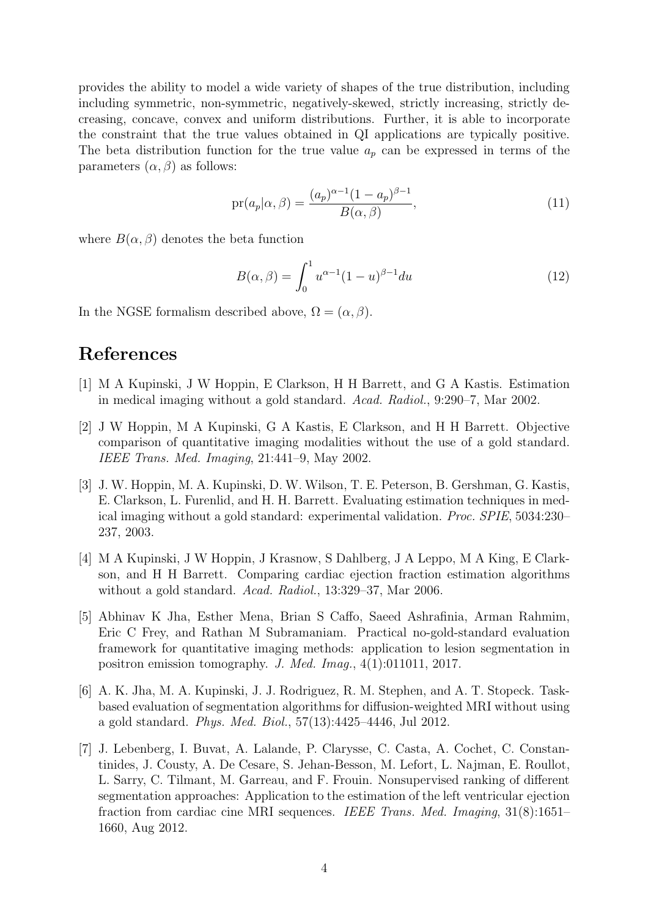provides the ability to model a wide variety of shapes of the true distribution, including including symmetric, non-symmetric, negatively-skewed, strictly increasing, strictly decreasing, concave, convex and uniform distributions. Further, it is able to incorporate the constraint that the true values obtained in QI applications are typically positive. The beta distribution function for the true value $a_p$ can be expressed in terms of the parameters $(\alpha, \beta)$ as follows:

$$\text{pr}(a_p|\alpha, \beta) = \frac{(a_p)^{\alpha-1}(1-a_p)^{\beta-1}}{B(\alpha, \beta)}, \tag{11}$$

where $B(\alpha, \beta)$ denotes the beta function

$$B(\alpha, \beta) = \int_0^1 u^{\alpha-1}(1-u)^{\beta-1} du \tag{12}$$

In the NGSE formalism described above, $\Omega = (\alpha, \beta)$.

# References

[1] M A Kupinski, J W Hoppin, E Clarkson, H H Barrett, and G A Kastis. Estimation in medical imaging without a gold standard. *Acad. Radiol.*, 9:290–7, Mar 2002.

[2] J W Hoppin, M A Kupinski, G A Kastis, E Clarkson, and H H Barrett. Objective comparison of quantitative imaging modalities without the use of a gold standard. *IEEE Trans. Med. Imaging*, 21:441–9, May 2002.

[3] J. W. Hoppin, M. A. Kupinski, D. W. Wilson, T. E. Peterson, B. Gershman, G. Kastis, E. Clarkson, L. Furenlid, and H. H. Barrett. Evaluating estimation techniques in medical imaging without a gold standard: experimental validation. *Proc. SPIE*, 5034:230–237, 2003.

[4] M A Kupinski, J W Hoppin, J Krasnow, S Dahlberg, J A Leppo, M A King, E Clarkson, and H H Barrett. Comparing cardiac ejection fraction estimation algorithms without a gold standard. *Acad. Radiol.*, 13:329–37, Mar 2006.

[5] Abhinav K Jha, Esther Mena, Brian S Caffo, Saeed Ashrafinia, Arman Rahmim, Eric C Frey, and Rathan M Subramaniam. Practical no-gold-standard evaluation framework for quantitative imaging methods: application to lesion segmentation in positron emission tomography. *J. Med. Imag.*, 4(1):011011, 2017.

[6] A. K. Jha, M. A. Kupinski, J. J. Rodriguez, R. M. Stephen, and A. T. Stopeck. Task-based evaluation of segmentation algorithms for diffusion-weighted MRI without using a gold standard. *Phys. Med. Biol.*, 57(13):4425–4446, Jul 2012.

[7] J. Lebenberg, I. Buvat, A. Lalande, P. Clarysse, C. Casta, A. Cochet, C. Constantinides, J. Cousty, A. De Cesare, S. Jehan-Besson, M. Lefort, L. Najman, E. Roullot, L. Sarry, C. Tilmant, M. Garreau, and F. Frouin. Nonsupervised ranking of different segmentation approaches: Application to the estimation of the left ventricular ejection fraction from cardiac cine MRI sequences. *IEEE Trans. Med. Imaging*, 31(8):1651–1660, Aug 2012.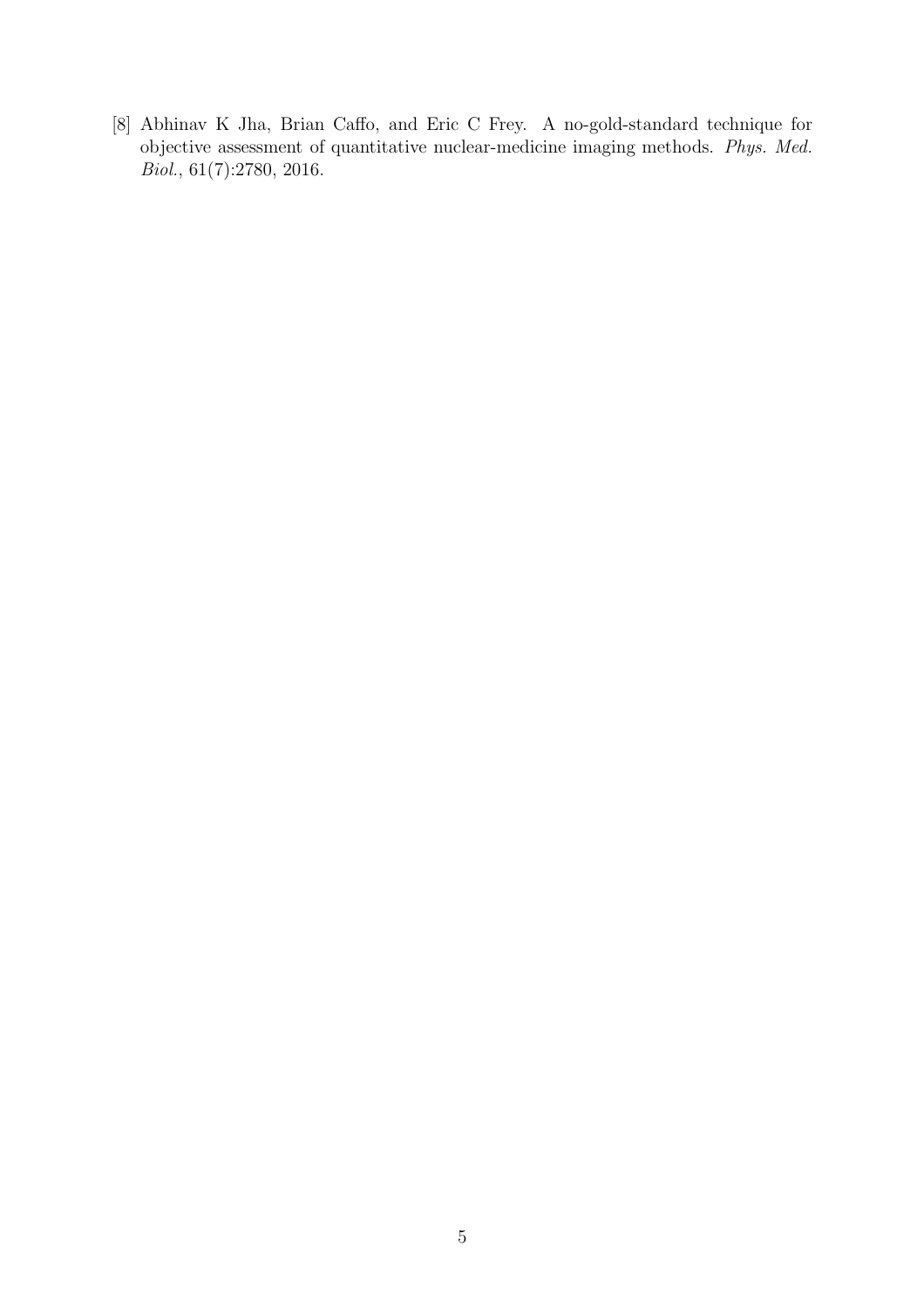[8] Abhinav K Jha, Brian Caffo, and Eric C Frey. A no-gold-standard technique for objective assessment of quantitative nuclear-medicine imaging methods. *Phys. Med. Biol.*, 61(7):2780, 2016.